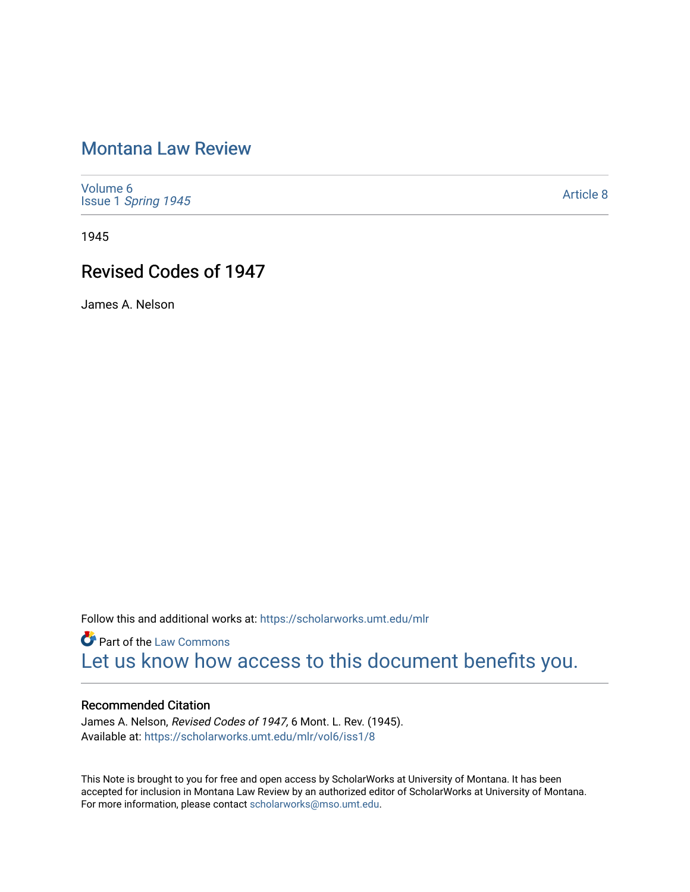# Montana Law Review

Volume 6
Issue 1 *Spring 1945*

Article 8

1945

## Revised Codes of 1947

James A. Nelson

Follow this and additional works at: https://scholarworks.umt.edu/mlr

Part of the Law Commons

Let us know how access to this document benefits you.

### Recommended Citation

James A. Nelson, *Revised Codes of 1947,* 6 Mont. L. Rev. (1945).
Available at: https://scholarworks.umt.edu/mlr/vol6/iss1/8

This Note is brought to you for free and open access by ScholarWorks at University of Montana. It has been accepted for inclusion in Montana Law Review by an authorized editor of ScholarWorks at University of Montana. For more information, please contact scholarworks@mso.umt.edu.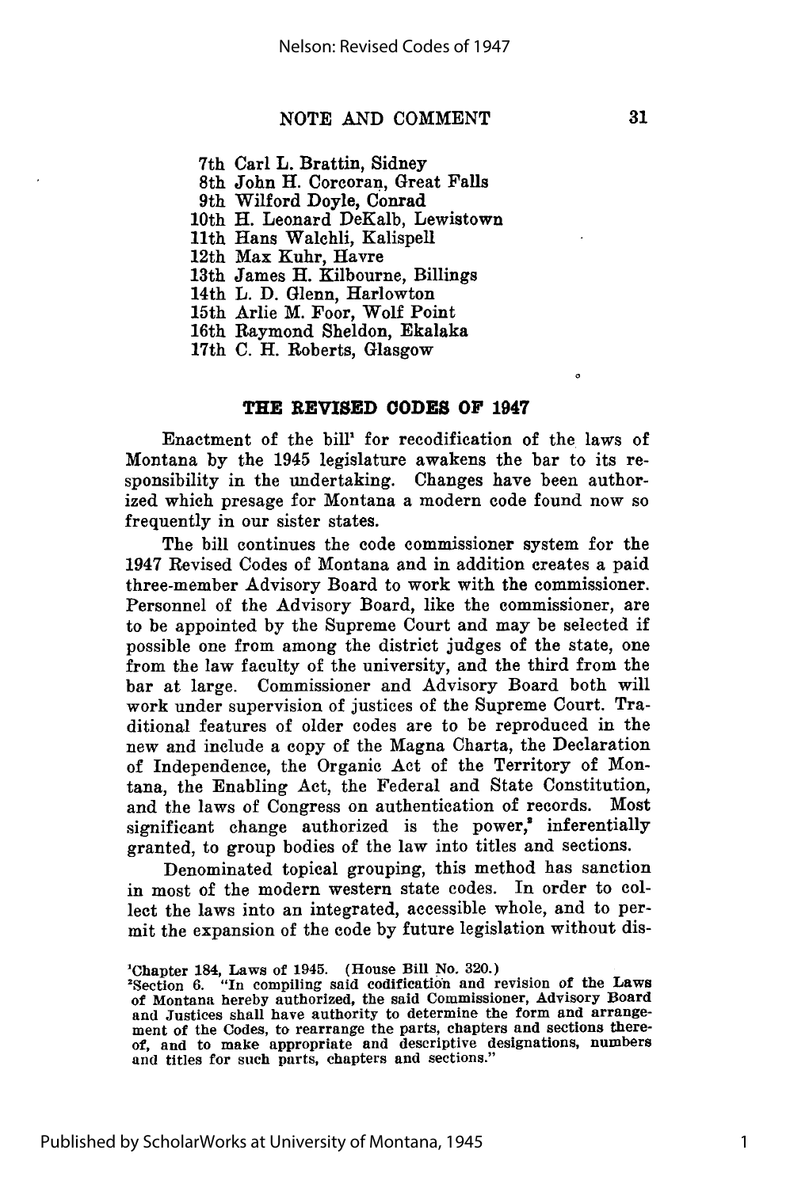7th Carl L. Brattin, Sidney
8th John H. Corcoran, Great Falls
9th Wilford Doyle, Conrad
10th H. Leonard DeKalb, Lewistown
11th Hans Walchli, Kalispell
12th Max Kuhr, Havre
13th James H. Kilbourne, Billings
14th L. D. Glenn, Harlowton
15th Arlie M. Foor, Wolf Point
16th Raymond Sheldon, Ekalaka
17th C. H. Roberts, Glasgow

## THE REVISED CODES OF 1947

Enactment of the bill[1] for recodification of the laws of Montana by the 1945 legislature awakens the bar to its responsibility in the undertaking. Changes have been authorized which presage for Montana a modern code found now so frequently in our sister states.

The bill continues the code commissioner system for the 1947 Revised Codes of Montana and in addition creates a paid three-member Advisory Board to work with the commissioner. Personnel of the Advisory Board, like the commissioner, are to be appointed by the Supreme Court and may be selected if possible one from among the district judges of the state, one from the law faculty of the university, and the third from the bar at large. Commissioner and Advisory Board both will work under supervision of justices of the Supreme Court. Traditional features of older codes are to be reproduced in the new and include a copy of the Magna Charta, the Declaration of Independence, the Organic Act of the Territory of Montana, the Enabling Act, the Federal and State Constitution, and the laws of Congress on authentication of records. Most significant change authorized is the power,[2] inferentially granted, to group bodies of the law into titles and sections.

Denominated topical grouping, this method has sanction in most of the modern western state codes. In order to collect the laws into an integrated, accessible whole, and to permit the expansion of the code by future legislation without dis-

[1]Chapter 184, Laws of 1945. (House Bill No. 320.)
[2]Section 6. "In compiling said codification and revision of the Laws of Montana hereby authorized, the said Commissioner, Advisory Board and Justices shall have authority to determine the form and arrangement of the Codes, to rearrange the parts, chapters and sections thereof, and to make appropriate and descriptive designations, numbers and titles for such parts, chapters and sections."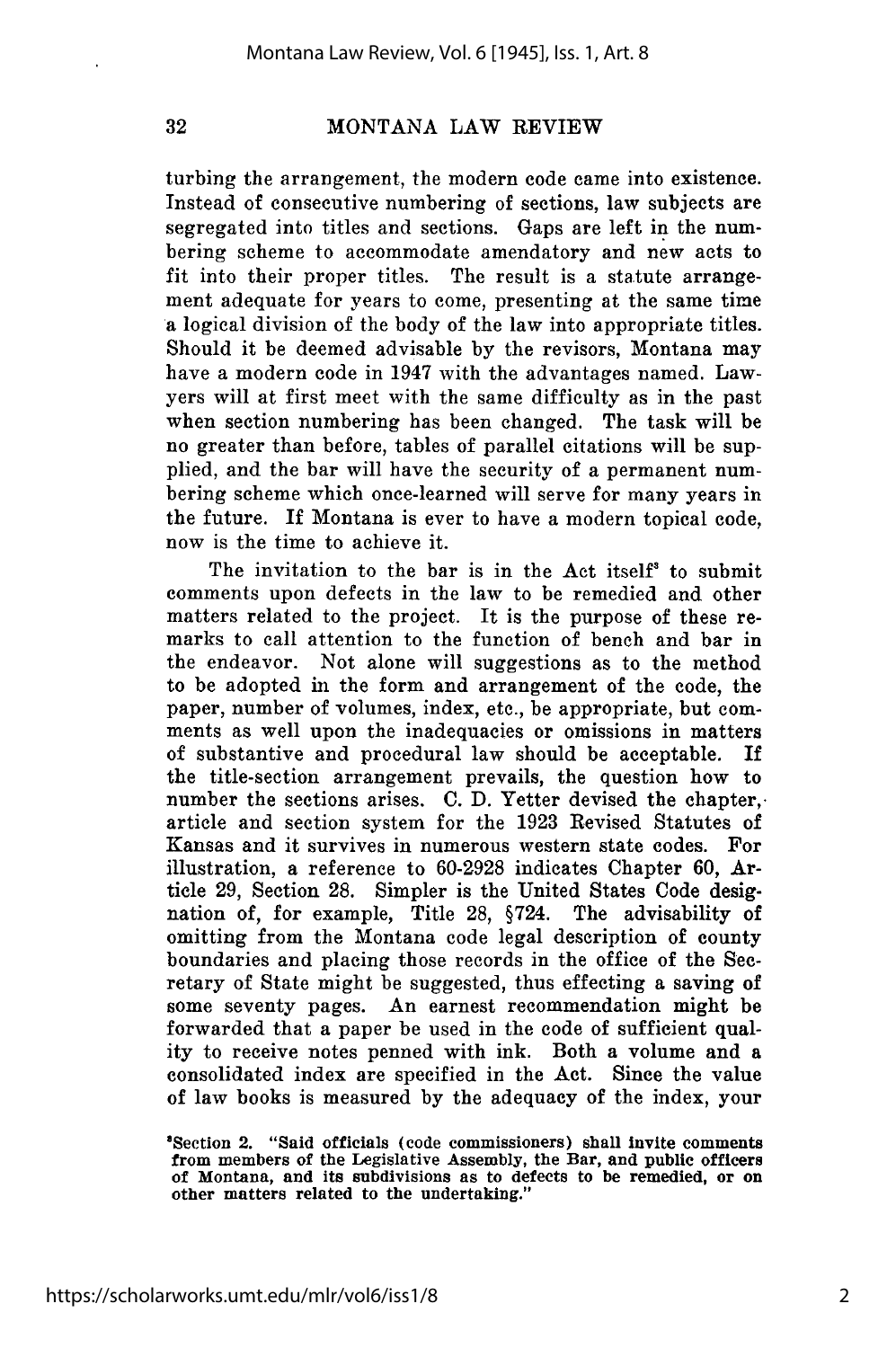turbing the arrangement, the modern code came into existence. Instead of consecutive numbering of sections, law subjects are segregated into titles and sections. Gaps are left in the numbering scheme to accommodate amendatory and new acts to fit into their proper titles. The result is a statute arrangement adequate for years to come, presenting at the same time a logical division of the body of the law into appropriate titles. Should it be deemed advisable by the revisors, Montana may have a modern code in 1947 with the advantages named. Lawyers will at first meet with the same difficulty as in the past when section numbering has been changed. The task will be no greater than before, tables of parallel citations will be supplied, and the bar will have the security of a permanent numbering scheme which once-learned will serve for many years in the future. If Montana is ever to have a modern topical code, now is the time to achieve it.

The invitation to the bar is in the Act itself[3] to submit comments upon defects in the law to be remedied and other matters related to the project. It is the purpose of these remarks to call attention to the function of bench and bar in the endeavor. Not alone will suggestions as to the method to be adopted in the form and arrangement of the code, the paper, number of volumes, index, etc., be appropriate, but comments as well upon the inadequacies or omissions in matters of substantive and procedural law should be acceptable. If the title-section arrangement prevails, the question how to number the sections arises. C. D. Yetter devised the chapter, article and section system for the 1923 Revised Statutes of Kansas and it survives in numerous western state codes. For illustration, a reference to 60-2928 indicates Chapter 60, Article 29, Section 28. Simpler is the United States Code designation of, for example, Title 28, §724. The advisability of omitting from the Montana code legal description of county boundaries and placing those records in the office of the Secretary of State might be suggested, thus effecting a saving of some seventy pages. An earnest recommendation might be forwarded that a paper be used in the code of sufficient quality to receive notes penned with ink. Both a volume and a consolidated index are specified in the Act. Since the value of law books is measured by the adequacy of the index, your

[3]Section 2. "Said officials (code commissioners) shall invite comments from members of the Legislative Assembly, the Bar, and public officers of Montana, and its subdivisions as to defects to be remedied, or on other matters related to the undertaking."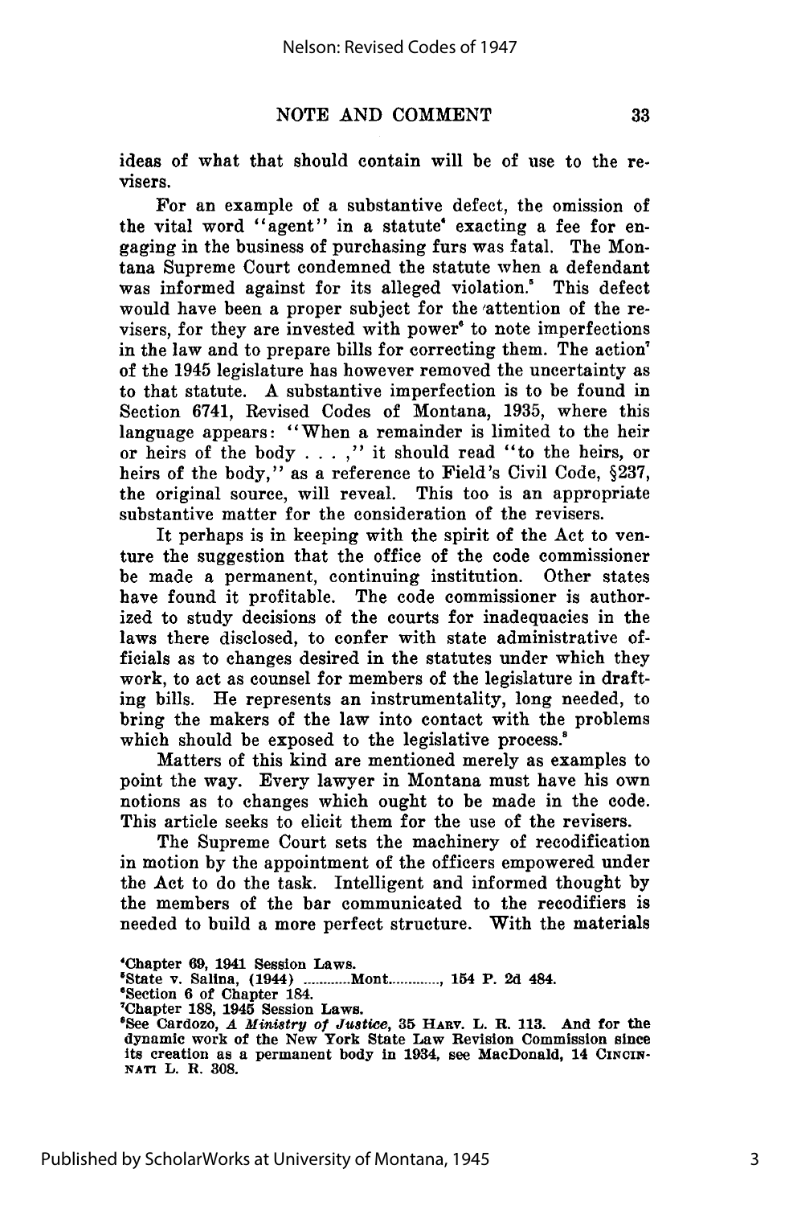ideas of what that should contain will be of use to the revisers.

For an example of a substantive defect, the omission of the vital word "agent" in a statute[4] exacting a fee for engaging in the business of purchasing furs was fatal. The Montana Supreme Court condemned the statute when a defendant was informed against for its alleged violation.[5] This defect would have been a proper subject for the attention of the revisers, for they are invested with power[6] to note imperfections in the law and to prepare bills for correcting them. The action[7] of the 1945 legislature has however removed the uncertainty as to that statute. A substantive imperfection is to be found in Section 6741, Revised Codes of Montana, 1935, where this language appears: "When a remainder is limited to the heir or heirs of the body . . . ," it should read "to the heirs, or heirs of the body," as a reference to Field's Civil Code, §237, the original source, will reveal. This too is an appropriate substantive matter for the consideration of the revisers.

It perhaps is in keeping with the spirit of the Act to venture the suggestion that the office of the code commissioner be made a permanent, continuing institution. Other states have found it profitable. The code commissioner is authorized to study decisions of the courts for inadequacies in the laws there disclosed, to confer with state administrative officials as to changes desired in the statutes under which they work, to act as counsel for members of the legislature in drafting bills. He represents an instrumentality, long needed, to bring the makers of the law into contact with the problems which should be exposed to the legislative process.[8]

Matters of this kind are mentioned merely as examples to point the way. Every lawyer in Montana must have his own notions as to changes which ought to be made in the code. This article seeks to elicit them for the use of the revisers.

The Supreme Court sets the machinery of recodification in motion by the appointment of the officers empowered under the Act to do the task. Intelligent and informed thought by the members of the bar communicated to the recodifiers is needed to build a more perfect structure. With the materials

---

[4]Chapter 69, 1941 Session Laws.

[5]State v. Salina, (1944) ............Mont............., 154 P. 2d 484.

[6]Section 6 of Chapter 184.

[7]Chapter 188, 1945 Session Laws.

[8]See Cardozo, *A Ministry of Justice*, 35 HARV. L. R. 113. And for the dynamic work of the New York State Law Revision Commission since its creation as a permanent body in 1934, see MacDonald, 14 CINCINNATI L. R. 308.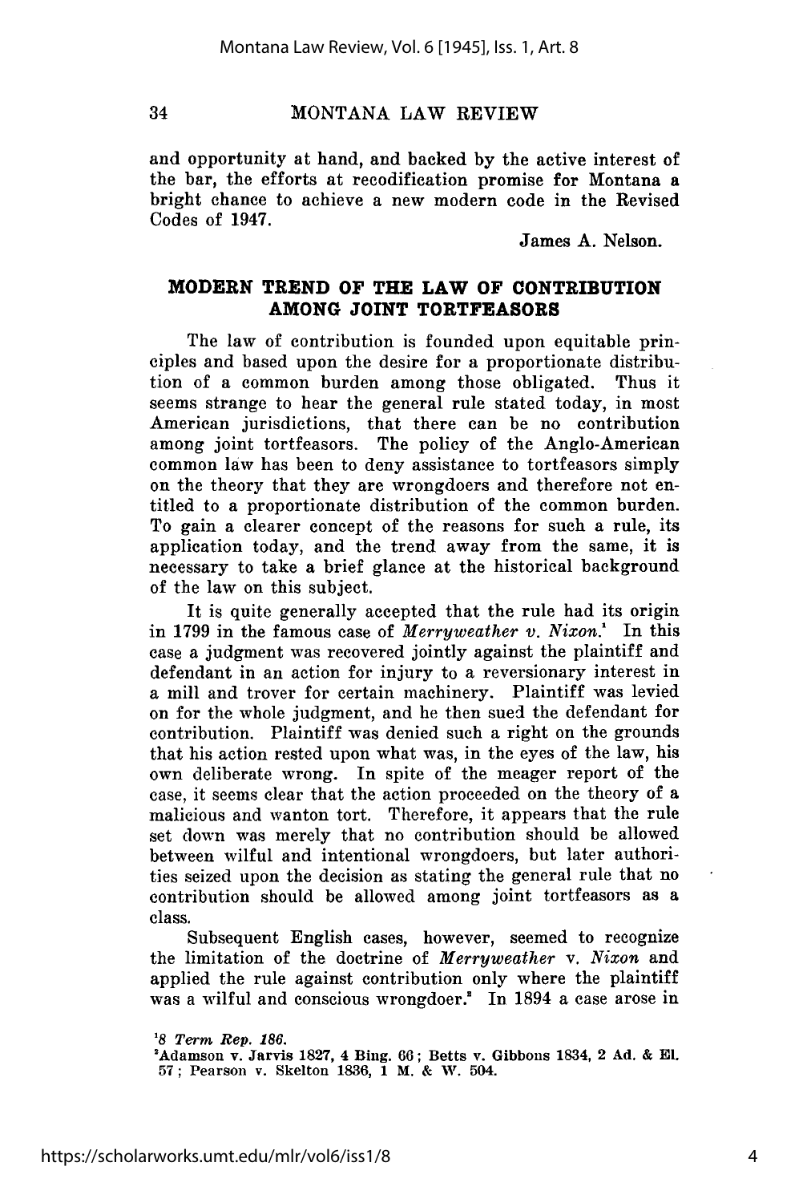and opportunity at hand, and backed by the active interest of the bar, the efforts at recodification promise for Montana a bright chance to achieve a new modern code in the Revised Codes of 1947.

James A. Nelson.

## MODERN TREND OF THE LAW OF CONTRIBUTION AMONG JOINT TORTFEASORS

The law of contribution is founded upon equitable principles and based upon the desire for a proportionate distribution of a common burden among those obligated. Thus it seems strange to hear the general rule stated today, in most American jurisdictions, that there can be no contribution among joint tortfeasors. The policy of the Anglo-American common law has been to deny assistance to tortfeasors simply on the theory that they are wrongdoers and therefore not entitled to a proportionate distribution of the common burden. To gain a clearer concept of the reasons for such a rule, its application today, and the trend away from the same, it is necessary to take a brief glance at the historical background of the law on this subject.

It is quite generally accepted that the rule had its origin in 1799 in the famous case of *Merryweather v. Nixon*.[1] In this case a judgment was recovered jointly against the plaintiff and defendant in an action for injury to a reversionary interest in a mill and trover for certain machinery. Plaintiff was levied on for the whole judgment, and he then sued the defendant for contribution. Plaintiff was denied such a right on the grounds that his action rested upon what was, in the eyes of the law, his own deliberate wrong. In spite of the meager report of the case, it seems clear that the action proceeded on the theory of a malicious and wanton tort. Therefore, it appears that the rule set down was merely that no contribution should be allowed between wilful and intentional wrongdoers, but later authorities seized upon the decision as stating the general rule that no contribution should be allowed among joint tortfeasors as a class.

Subsequent English cases, however, seemed to recognize the limitation of the doctrine of *Merryweather* v. *Nixon* and applied the rule against contribution only where the plaintiff was a wilful and conscious wrongdoer.[2] In 1894 a case arose in

[1] *8 Term Rep. 186.*

[2] Adamson v. Jarvis 1827, 4 Bing. 66; Betts v. Gibbons 1834, 2 Ad. & El. 57; Pearson v. Skelton 1836, 1 M. & W. 504.